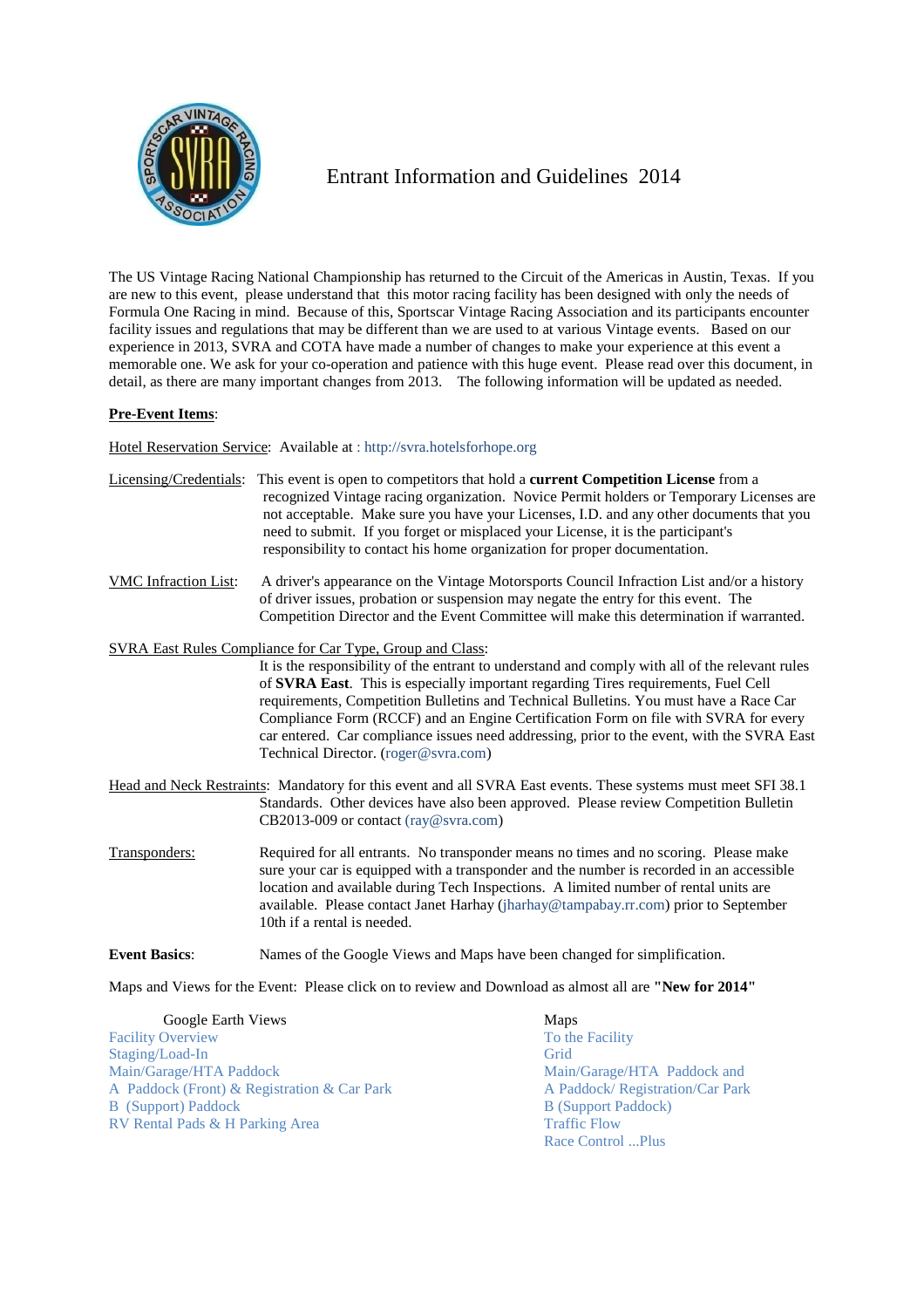# Entrant Information and Guidelines 2014

The US Vintage Racing National Championship has returned to the Circuit of the Americas in Austin, Texas. If you are new to this event, please understand that this motor racing facility has been designed with only the needs of Formula One Racing in mind. Because of this, Sportscar Vintage Racing Association and its participants encounter facility issues and regulations that may be different than we are used to at various Vintage events. Based on our experience in 2013, SVRA and COTA have made a number of changes to make your experience at this event a memorable one. We ask for your co-operation and patience with this huge event. Please read over this document, in detail, as there are many important changes from 2013. The following information will be updated as needed.

**Pre-Event Items**:

Hotel Reservation Service: Available at : http://svra.hotelsforhope.org

Licensing/Credentials: This event is open to competitors that hold a **current Competition License** from a recognized Vintage racing organization. Novice Permit holders or Temporary Licenses are not acceptable. Make sure you have your Licenses, I.D. and any other documents that you need to submit. If you forget or misplaced your License, it is the participant's responsibility to contact his home organization for proper documentation.

VMC Infraction List: A driver's appearance on the Vintage Motorsports Council Infraction List and/or a history of driver issues, probation or suspension may negate the entry for this event. The Competition Director and the Event Committee will make this determination if warranted.

SVRA East Rules Compliance for Car Type, Group and Class:
It is the responsibility of the entrant to understand and comply with all of the relevant rules of **SVRA East**. This is especially important regarding Tires requirements, Fuel Cell requirements, Competition Bulletins and Technical Bulletins. You must have a Race Car Compliance Form (RCCF) and an Engine Certification Form on file with SVRA for every car entered. Car compliance issues need addressing, prior to the event, with the SVRA East Technical Director. (roger@svra.com)

Head and Neck Restraints: Mandatory for this event and all SVRA East events. These systems must meet SFI 38.1 Standards. Other devices have also been approved. Please review Competition Bulletin CB2013-009 or contact (ray@svra.com)

Transponders: Required for all entrants. No transponder means no times and no scoring. Please make sure your car is equipped with a transponder and the number is recorded in an accessible location and available during Tech Inspections. A limited number of rental units are available. Please contact Janet Harhay (jharhay@tampabay.rr.com) prior to September 10th if a rental is needed.

**Event Basics**: Names of the Google Views and Maps have been changed for simplification.

Maps and Views for the Event: Please click on to review and Download as almost all are **"New for 2014"**

Google Earth Views
- Facility Overview
- Staging/Load-In
- Main/Garage/HTA Paddock
- A Paddock (Front) & Registration & Car Park
- B (Support) Paddock
- RV Rental Pads & H Parking Area

Maps
- To the Facility
- Grid
- Main/Garage/HTA Paddock and
- A Paddock/ Registration/Car Park
- B (Support Paddock)
- Traffic Flow
- Race Control ...Plus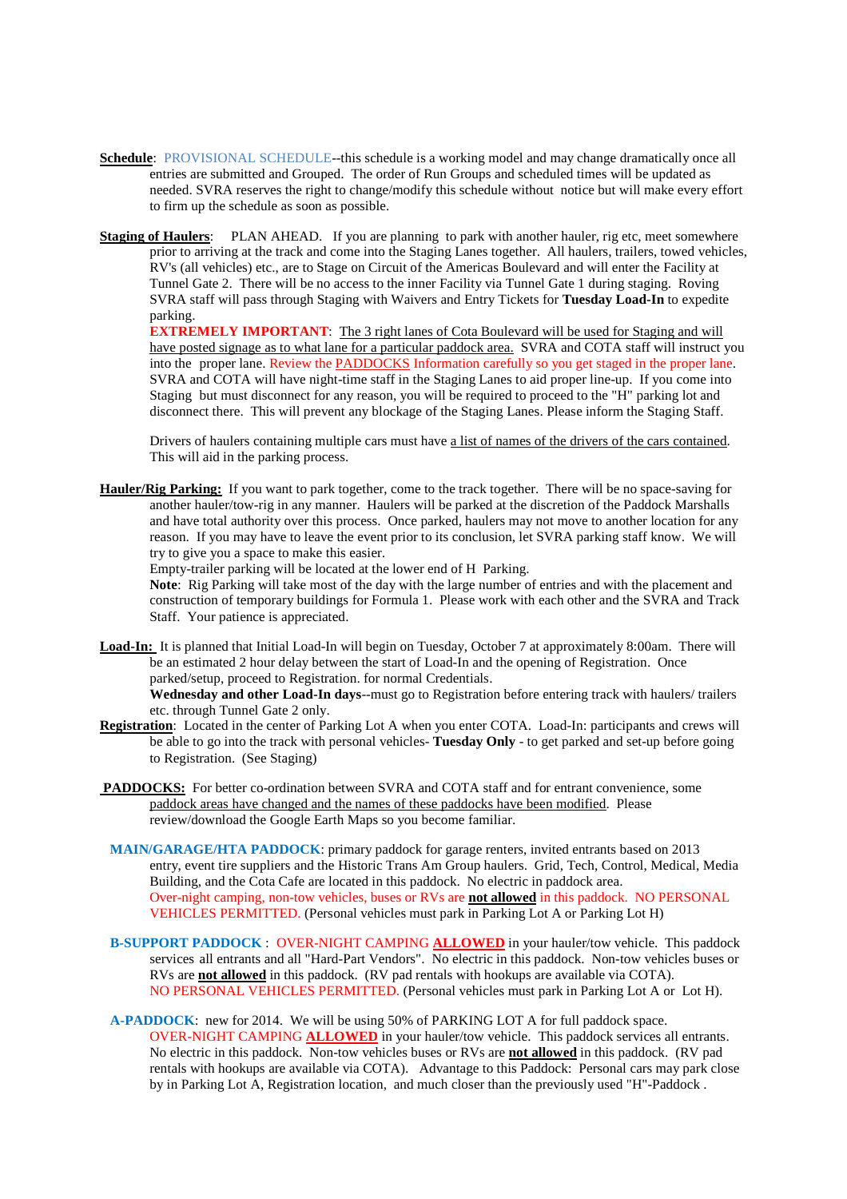**Schedule**: PROVISIONAL SCHEDULE--this schedule is a working model and may change dramatically once all entries are submitted and Grouped. The order of Run Groups and scheduled times will be updated as needed. SVRA reserves the right to change/modify this schedule without notice but will make every effort to firm up the schedule as soon as possible.

**Staging of Haulers**: PLAN AHEAD. If you are planning to park with another hauler, rig etc, meet somewhere prior to arriving at the track and come into the Staging Lanes together. All haulers, trailers, towed vehicles, RV's (all vehicles) etc., are to Stage on Circuit of the Americas Boulevard and will enter the Facility at Tunnel Gate 2. There will be no access to the inner Facility via Tunnel Gate 1 during staging. Roving SVRA staff will pass through Staging with Waivers and Entry Tickets for **Tuesday Load-In** to expedite parking.

**EXTREMELY IMPORTANT**: The 3 right lanes of Cota Boulevard will be used for Staging and will have posted signage as to what lane for a particular paddock area. SVRA and COTA staff will instruct you into the proper lane. Review the PADDOCKS Information carefully so you get staged in the proper lane. SVRA and COTA will have night-time staff in the Staging Lanes to aid proper line-up. If you come into Staging but must disconnect for any reason, you will be required to proceed to the "H" parking lot and disconnect there. This will prevent any blockage of the Staging Lanes. Please inform the Staging Staff.

Drivers of haulers containing multiple cars must have a list of names of the drivers of the cars contained. This will aid in the parking process.

**Hauler/Rig Parking:** If you want to park together, come to the track together. There will be no space-saving for another hauler/tow-rig in any manner. Haulers will be parked at the discretion of the Paddock Marshalls and have total authority over this process. Once parked, haulers may not move to another location for any reason. If you may have to leave the event prior to its conclusion, let SVRA parking staff know. We will try to give you a space to make this easier.

Empty-trailer parking will be located at the lower end of H Parking.

**Note**: Rig Parking will take most of the day with the large number of entries and with the placement and construction of temporary buildings for Formula 1. Please work with each other and the SVRA and Track Staff. Your patience is appreciated.

**Load-In:** It is planned that Initial Load-In will begin on Tuesday, October 7 at approximately 8:00am. There will be an estimated 2 hour delay between the start of Load-In and the opening of Registration. Once parked/setup, proceed to Registration. for normal Credentials.

**Wednesday and other Load-In days**--must go to Registration before entering track with haulers/ trailers etc. through Tunnel Gate 2 only.

**Registration**: Located in the center of Parking Lot A when you enter COTA. Load-In: participants and crews will be able to go into the track with personal vehicles- **Tuesday Only** - to get parked and set-up before going to Registration. (See Staging)

**PADDOCKS:** For better co-ordination between SVRA and COTA staff and for entrant convenience, some paddock areas have changed and the names of these paddocks have been modified. Please review/download the Google Earth Maps so you become familiar.

**MAIN/GARAGE/HTA PADDOCK**: primary paddock for garage renters, invited entrants based on 2013 entry, event tire suppliers and the Historic Trans Am Group haulers. Grid, Tech, Control, Medical, Media Building, and the Cota Cafe are located in this paddock. No electric in paddock area. Over-night camping, non-tow vehicles, buses or RVs are **not allowed** in this paddock. NO PERSONAL VEHICLES PERMITTED. (Personal vehicles must park in Parking Lot A or Parking Lot H)

**B-SUPPORT PADDOCK** : OVER-NIGHT CAMPING **ALLOWED** in your hauler/tow vehicle. This paddock services all entrants and all "Hard-Part Vendors". No electric in this paddock. Non-tow vehicles buses or RVs are **not allowed** in this paddock. (RV pad rentals with hookups are available via COTA). NO PERSONAL VEHICLES PERMITTED. (Personal vehicles must park in Parking Lot A or Lot H).

**A-PADDOCK**: new for 2014. We will be using 50% of PARKING LOT A for full paddock space. OVER-NIGHT CAMPING **ALLOWED** in your hauler/tow vehicle. This paddock services all entrants. No electric in this paddock. Non-tow vehicles buses or RVs are **not allowed** in this paddock. (RV pad rentals with hookups are available via COTA). Advantage to this Paddock: Personal cars may park close by in Parking Lot A, Registration location, and much closer than the previously used "H"-Paddock .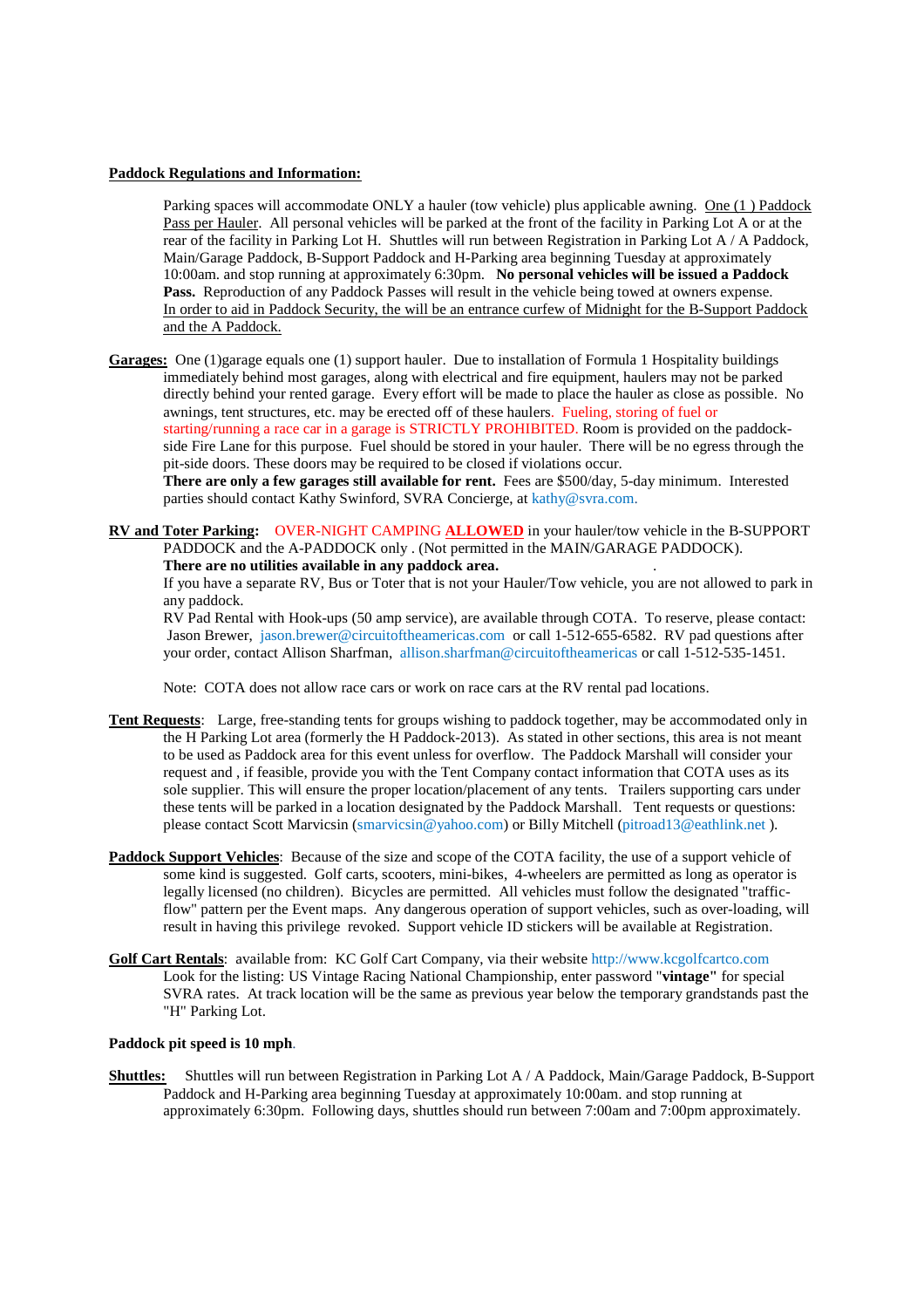**Paddock Regulations and Information:**

Parking spaces will accommodate ONLY a hauler (tow vehicle) plus applicable awning. One (1 ) Paddock Pass per Hauler. All personal vehicles will be parked at the front of the facility in Parking Lot A or at the rear of the facility in Parking Lot H. Shuttles will run between Registration in Parking Lot A / A Paddock, Main/Garage Paddock, B-Support Paddock and H-Parking area beginning Tuesday at approximately 10:00am. and stop running at approximately 6:30pm. **No personal vehicles will be issued a Paddock Pass.** Reproduction of any Paddock Passes will result in the vehicle being towed at owners expense. In order to aid in Paddock Security, the will be an entrance curfew of Midnight for the B-Support Paddock and the A Paddock.

**Garages:** One (1)garage equals one (1) support hauler. Due to installation of Formula 1 Hospitality buildings immediately behind most garages, along with electrical and fire equipment, haulers may not be parked directly behind your rented garage. Every effort will be made to place the hauler as close as possible. No awnings, tent structures, etc. may be erected off of these haulers. Fueling, storing of fuel or starting/running a race car in a garage is STRICTLY PROHIBITED. Room is provided on the paddock-side Fire Lane for this purpose. Fuel should be stored in your hauler. There will be no egress through the pit-side doors. These doors may be required to be closed if violations occur.
**There are only a few garages still available for rent.** Fees are $500/day, 5-day minimum. Interested parties should contact Kathy Swinford, SVRA Concierge, at kathy@svra.com.

**RV and Toter Parking:** OVER-NIGHT CAMPING **ALLOWED** in your hauler/tow vehicle in the B-SUPPORT PADDOCK and the A-PADDOCK only . (Not permitted in the MAIN/GARAGE PADDOCK).
**There are no utilities available in any paddock area.** .
If you have a separate RV, Bus or Toter that is not your Hauler/Tow vehicle, you are not allowed to park in any paddock.
RV Pad Rental with Hook-ups (50 amp service), are available through COTA. To reserve, please contact: Jason Brewer, jason.brewer@circuitoftheamericas.com or call 1-512-655-6582. RV pad questions after your order, contact Allison Sharfman, allison.sharfman@circuitoftheamericas or call 1-512-535-1451.

Note: COTA does not allow race cars or work on race cars at the RV rental pad locations.

**Tent Requests**: Large, free-standing tents for groups wishing to paddock together, may be accommodated only in the H Parking Lot area (formerly the H Paddock-2013). As stated in other sections, this area is not meant to be used as Paddock area for this event unless for overflow. The Paddock Marshall will consider your request and , if feasible, provide you with the Tent Company contact information that COTA uses as its sole supplier. This will ensure the proper location/placement of any tents. Trailers supporting cars under these tents will be parked in a location designated by the Paddock Marshall. Tent requests or questions: please contact Scott Marvicsin (smarvicsin@yahoo.com) or Billy Mitchell (pitroad13@eathlink.net ).

**Paddock Support Vehicles**: Because of the size and scope of the COTA facility, the use of a support vehicle of some kind is suggested. Golf carts, scooters, mini-bikes, 4-wheelers are permitted as long as operator is legally licensed (no children). Bicycles are permitted. All vehicles must follow the designated "traffic-flow" pattern per the Event maps. Any dangerous operation of support vehicles, such as over-loading, will result in having this privilege revoked. Support vehicle ID stickers will be available at Registration.

**Golf Cart Rentals**: available from: KC Golf Cart Company, via their website http://www.kcgolfcartco.com
Look for the listing: US Vintage Racing National Championship, enter password "**vintage"** for special SVRA rates. At track location will be the same as previous year below the temporary grandstands past the "H" Parking Lot.

**Paddock pit speed is 10 mph**.

**Shuttles:** Shuttles will run between Registration in Parking Lot A / A Paddock, Main/Garage Paddock, B-Support Paddock and H-Parking area beginning Tuesday at approximately 10:00am. and stop running at approximately 6:30pm. Following days, shuttles should run between 7:00am and 7:00pm approximately.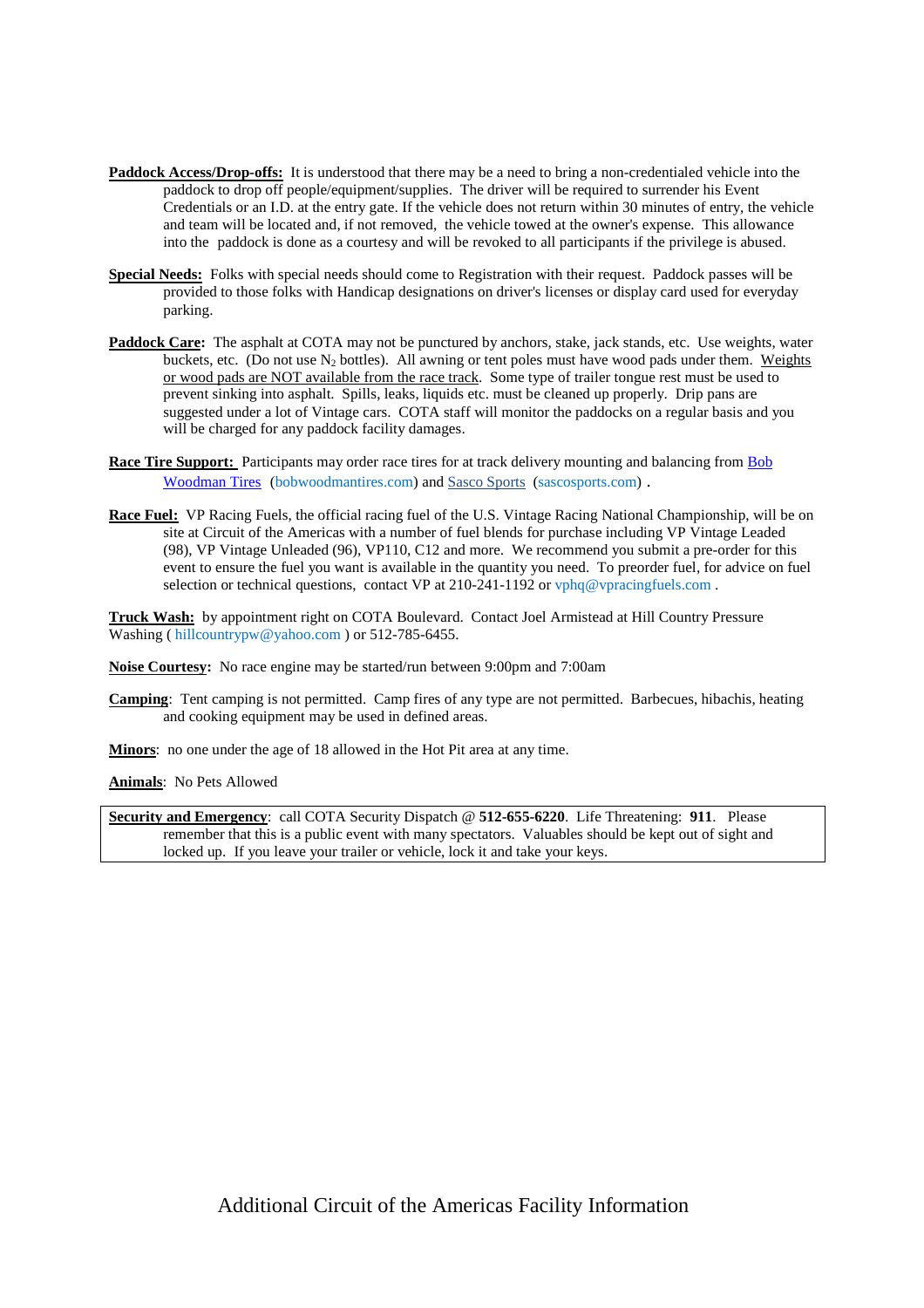**Paddock Access/Drop-offs:** It is understood that there may be a need to bring a non-credentialed vehicle into the paddock to drop off people/equipment/supplies. The driver will be required to surrender his Event Credentials or an I.D. at the entry gate. If the vehicle does not return within 30 minutes of entry, the vehicle and team will be located and, if not removed, the vehicle towed at the owner's expense. This allowance into the paddock is done as a courtesy and will be revoked to all participants if the privilege is abused.

**Special Needs:** Folks with special needs should come to Registration with their request. Paddock passes will be provided to those folks with Handicap designations on driver's licenses or display card used for everyday parking.

**Paddock Care:** The asphalt at COTA may not be punctured by anchors, stake, jack stands, etc. Use weights, water buckets, etc. (Do not use $N_2$ bottles). All awning or tent poles must have wood pads under them. Weights or wood pads are NOT available from the race track. Some type of trailer tongue rest must be used to prevent sinking into asphalt. Spills, leaks, liquids etc. must be cleaned up properly. Drip pans are suggested under a lot of Vintage cars. COTA staff will monitor the paddocks on a regular basis and you will be charged for any paddock facility damages.

**Race Tire Support:** Participants may order race tires for at track delivery mounting and balancing from Bob Woodman Tires (bobwoodmantires.com) and Sasco Sports (sascosports.com) .

**Race Fuel:** VP Racing Fuels, the official racing fuel of the U.S. Vintage Racing National Championship, will be on site at Circuit of the Americas with a number of fuel blends for purchase including VP Vintage Leaded (98), VP Vintage Unleaded (96), VP110, C12 and more. We recommend you submit a pre-order for this event to ensure the fuel you want is available in the quantity you need. To preorder fuel, for advice on fuel selection or technical questions, contact VP at 210-241-1192 or vphq@vpracingfuels.com .

**Truck Wash:** by appointment right on COTA Boulevard. Contact Joel Armistead at Hill Country Pressure Washing ( hillcountrypw@yahoo.com ) or 512-785-6455.

**Noise Courtesy:** No race engine may be started/run between 9:00pm and 7:00am

**Camping**: Tent camping is not permitted. Camp fires of any type are not permitted. Barbecues, hibachis, heating and cooking equipment may be used in defined areas.

**Minors**: no one under the age of 18 allowed in the Hot Pit area at any time.

**Animals**: No Pets Allowed

**Security and Emergency**: call COTA Security Dispatch @ **512-655-6220**. Life Threatening: **911**. Please remember that this is a public event with many spectators. Valuables should be kept out of sight and locked up. If you leave your trailer or vehicle, lock it and take your keys.

Additional Circuit of the Americas Facility Information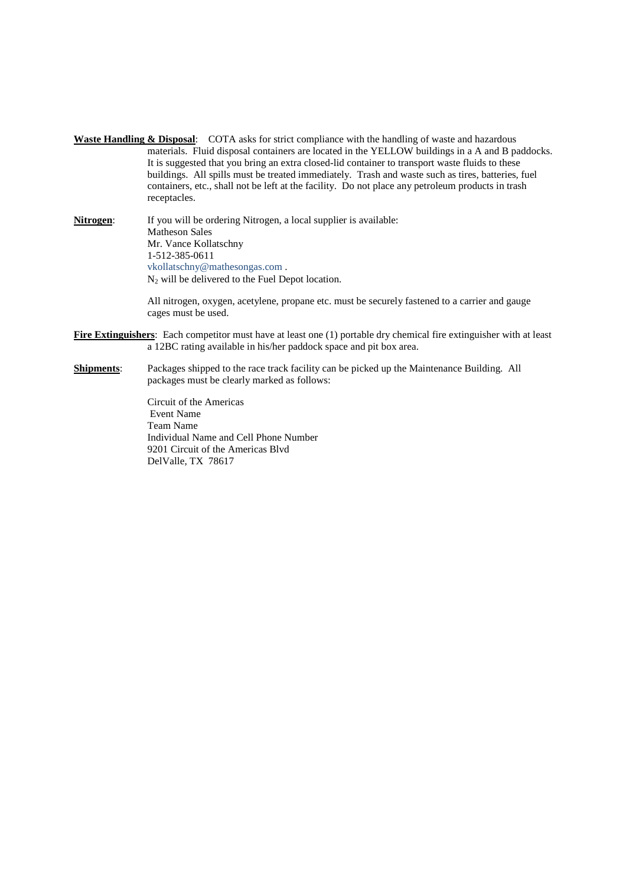**<u>Waste Handling & Disposal</u>**: COTA asks for strict compliance with the handling of waste and hazardous materials. Fluid disposal containers are located in the YELLOW buildings in a A and B paddocks. It is suggested that you bring an extra closed-lid container to transport waste fluids to these buildings. All spills must be treated immediately. Trash and waste such as tires, batteries, fuel containers, etc., shall not be left at the facility. Do not place any petroleum products in trash receptacles.

**<u>Nitrogen</u>**: If you will be ordering Nitrogen, a local supplier is available:
Matheson Sales
Mr. Vance Kollatschny
1-512-385-0611
vkollatschny@mathesongas.com .
$N_2$ will be delivered to the Fuel Depot location.

All nitrogen, oxygen, acetylene, propane etc. must be securely fastened to a carrier and gauge cages must be used.

**<u>Fire Extinguishers</u>**: Each competitor must have at least one (1) portable dry chemical fire extinguisher with at least a 12BC rating available in his/her paddock space and pit box area.

**<u>Shipments</u>**: Packages shipped to the race track facility can be picked up the Maintenance Building. All packages must be clearly marked as follows:

Circuit of the Americas
Event Name
Team Name
Individual Name and Cell Phone Number
9201 Circuit of the Americas Blvd
DelValle, TX 78617